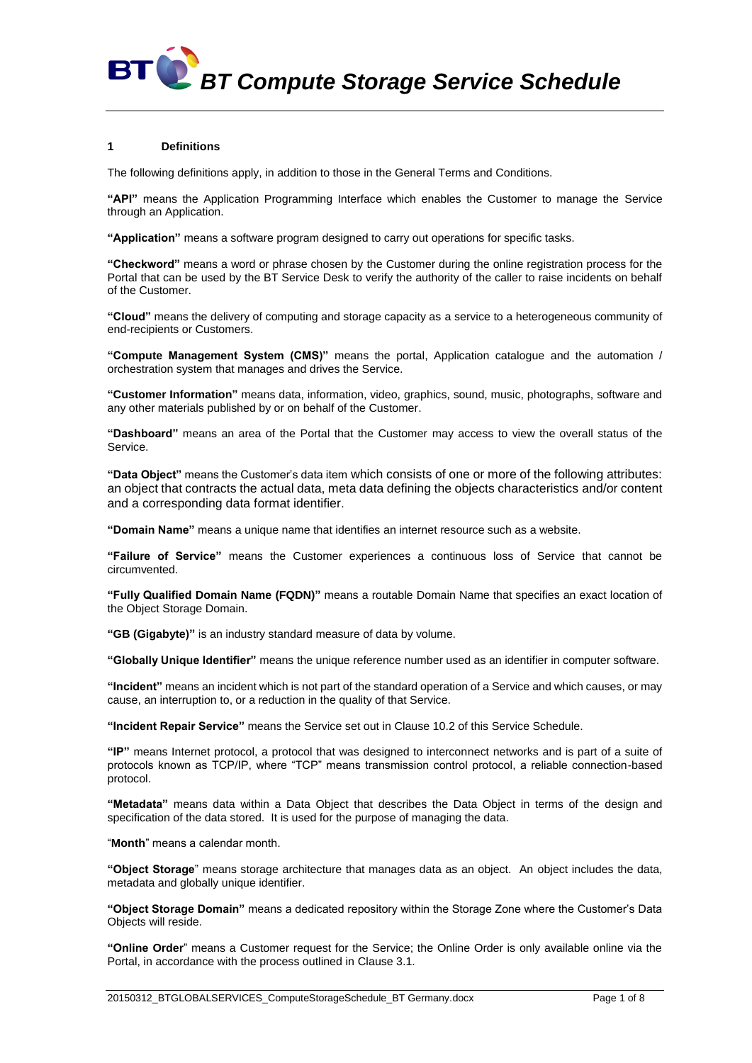# BT Compute Storage Service Schedule

## 1 Definitions

The following definitions apply, in addition to those in the General Terms and Conditions.

**"API"** means the Application Programming Interface which enables the Customer to manage the Service through an Application.

**"Application"** means a software program designed to carry out operations for specific tasks.

**"Checkword"** means a word or phrase chosen by the Customer during the online registration process for the Portal that can be used by the BT Service Desk to verify the authority of the caller to raise incidents on behalf of the Customer.

**"Cloud"** means the delivery of computing and storage capacity as a service to a heterogeneous community of end-recipients or Customers.

**"Compute Management System (CMS)"** means the portal, Application catalogue and the automation / orchestration system that manages and drives the Service.

**"Customer Information"** means data, information, video, graphics, sound, music, photographs, software and any other materials published by or on behalf of the Customer.

**"Dashboard"** means an area of the Portal that the Customer may access to view the overall status of the Service.

**"Data Object"** means the Customer's data item which consists of one or more of the following attributes: an object that contracts the actual data, meta data defining the objects characteristics and/or content and a corresponding data format identifier.

**"Domain Name"** means a unique name that identifies an internet resource such as a website.

**"Failure of Service"** means the Customer experiences a continuous loss of Service that cannot be circumvented.

**"Fully Qualified Domain Name (FQDN)"** means a routable Domain Name that specifies an exact location of the Object Storage Domain.

**"GB (Gigabyte)"** is an industry standard measure of data by volume.

**"Globally Unique Identifier"** means the unique reference number used as an identifier in computer software.

**"Incident"** means an incident which is not part of the standard operation of a Service and which causes, or may cause, an interruption to, or a reduction in the quality of that Service.

**"Incident Repair Service"** means the Service set out in Clause 10.2 of this Service Schedule.

**"IP"** means Internet protocol, a protocol that was designed to interconnect networks and is part of a suite of protocols known as TCP/IP, where "TCP" means transmission control protocol, a reliable connection-based protocol.

**"Metadata"** means data within a Data Object that describes the Data Object in terms of the design and specification of the data stored. It is used for the purpose of managing the data.

"**Month**" means a calendar month.

**"Object Storage"** means storage architecture that manages data as an object. An object includes the data, metadata and globally unique identifier.

**"Object Storage Domain"** means a dedicated repository within the Storage Zone where the Customer's Data Objects will reside.

**"Online Order"** means a Customer request for the Service; the Online Order is only available online via the Portal, in accordance with the process outlined in Clause 3.1.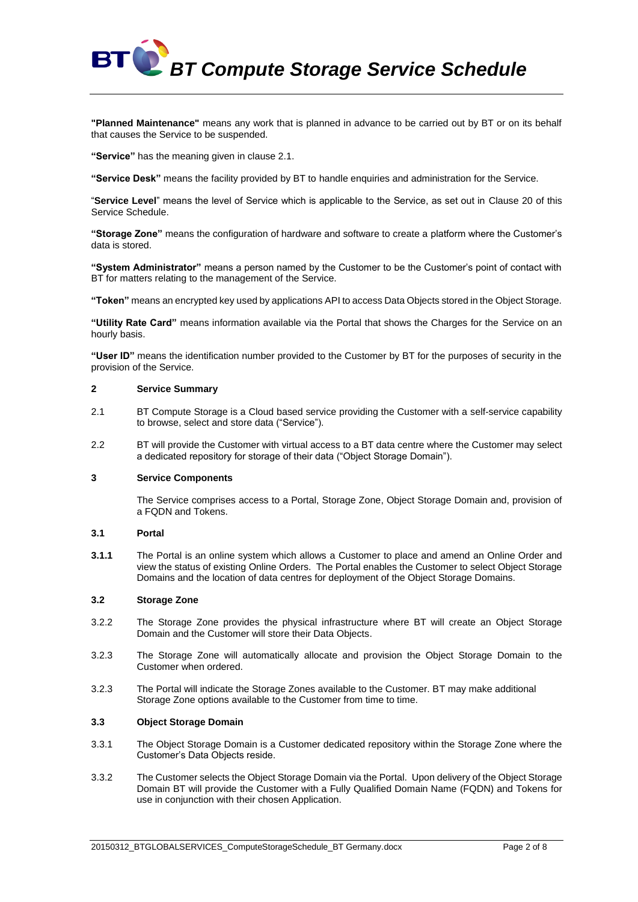**"Planned Maintenance"** means any work that is planned in advance to be carried out by BT or on its behalf that causes the Service to be suspended.

**"Service"** has the meaning given in clause 2.1.

**"Service Desk"** means the facility provided by BT to handle enquiries and administration for the Service.

"**Service Level**" means the level of Service which is applicable to the Service, as set out in Clause 20 of this Service Schedule.

**"Storage Zone"** means the configuration of hardware and software to create a platform where the Customer's data is stored.

**"System Administrator"** means a person named by the Customer to be the Customer's point of contact with BT for matters relating to the management of the Service.

**"Token"** means an encrypted key used by applications API to access Data Objects stored in the Object Storage.

**"Utility Rate Card"** means information available via the Portal that shows the Charges for the Service on an hourly basis.

**"User ID"** means the identification number provided to the Customer by BT for the purposes of security in the provision of the Service.

## 2 Service Summary

2.1 BT Compute Storage is a Cloud based service providing the Customer with a self-service capability to browse, select and store data ("Service").

2.2 BT will provide the Customer with virtual access to a BT data centre where the Customer may select a dedicated repository for storage of their data ("Object Storage Domain").

## 3 Service Components

The Service comprises access to a Portal, Storage Zone, Object Storage Domain and, provision of a FQDN and Tokens.

### 3.1 Portal

**3.1.1** The Portal is an online system which allows a Customer to place and amend an Online Order and view the status of existing Online Orders. The Portal enables the Customer to select Object Storage Domains and the location of data centres for deployment of the Object Storage Domains.

### 3.2 Storage Zone

3.2.2 The Storage Zone provides the physical infrastructure where BT will create an Object Storage Domain and the Customer will store their Data Objects.

3.2.3 The Storage Zone will automatically allocate and provision the Object Storage Domain to the Customer when ordered.

3.2.3 The Portal will indicate the Storage Zones available to the Customer. BT may make additional Storage Zone options available to the Customer from time to time.

### 3.3 Object Storage Domain

3.3.1 The Object Storage Domain is a Customer dedicated repository within the Storage Zone where the Customer's Data Objects reside.

3.3.2 The Customer selects the Object Storage Domain via the Portal. Upon delivery of the Object Storage Domain BT will provide the Customer with a Fully Qualified Domain Name (FQDN) and Tokens for use in conjunction with their chosen Application.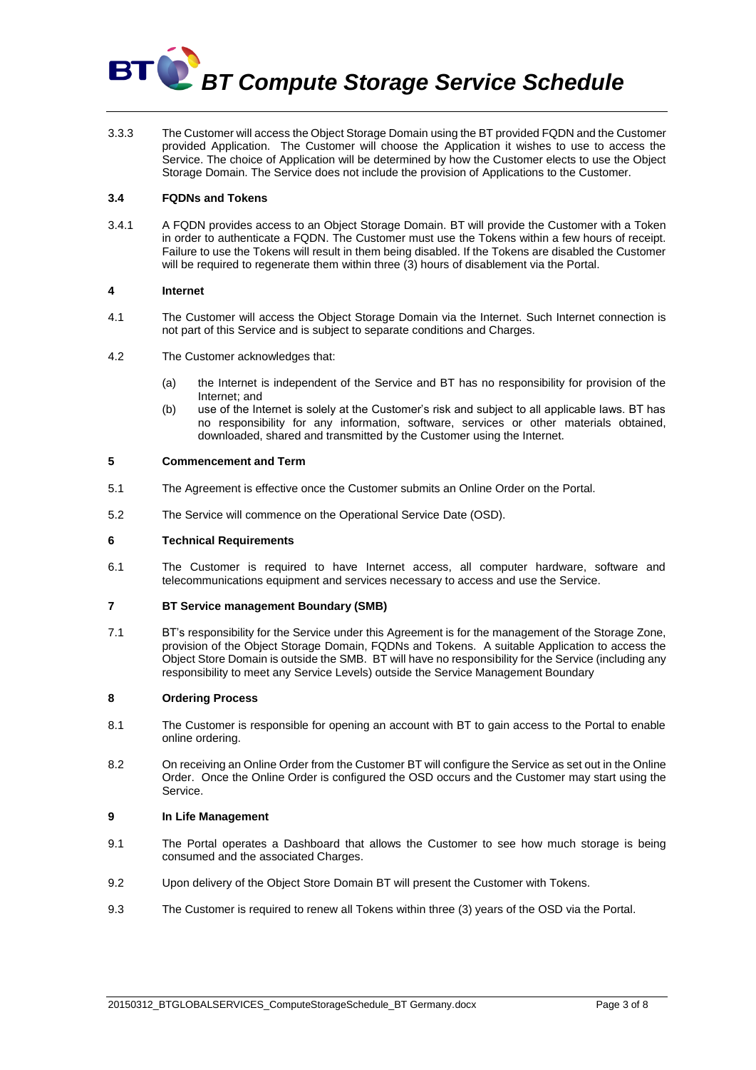3.3.3 The Customer will access the Object Storage Domain using the BT provided FQDN and the Customer provided Application. The Customer will choose the Application it wishes to use to access the Service. The choice of Application will be determined by how the Customer elects to use the Object Storage Domain. The Service does not include the provision of Applications to the Customer.

### 3.4 FQDNs and Tokens

3.4.1 A FQDN provides access to an Object Storage Domain. BT will provide the Customer with a Token in order to authenticate a FQDN. The Customer must use the Tokens within a few hours of receipt. Failure to use the Tokens will result in them being disabled. If the Tokens are disabled the Customer will be required to regenerate them within three (3) hours of disablement via the Portal.

## 4 Internet

4.1 The Customer will access the Object Storage Domain via the Internet. Such Internet connection is not part of this Service and is subject to separate conditions and Charges.

4.2 The Customer acknowledges that:

(a) the Internet is independent of the Service and BT has no responsibility for provision of the Internet; and

(b) use of the Internet is solely at the Customer's risk and subject to all applicable laws. BT has no responsibility for any information, software, services or other materials obtained, downloaded, shared and transmitted by the Customer using the Internet.

## 5 Commencement and Term

5.1 The Agreement is effective once the Customer submits an Online Order on the Portal.

5.2 The Service will commence on the Operational Service Date (OSD).

## 6 Technical Requirements

6.1 The Customer is required to have Internet access, all computer hardware, software and telecommunications equipment and services necessary to access and use the Service.

## 7 BT Service management Boundary (SMB)

7.1 BT's responsibility for the Service under this Agreement is for the management of the Storage Zone, provision of the Object Storage Domain, FQDNs and Tokens. A suitable Application to access the Object Store Domain is outside the SMB. BT will have no responsibility for the Service (including any responsibility to meet any Service Levels) outside the Service Management Boundary

## 8 Ordering Process

8.1 The Customer is responsible for opening an account with BT to gain access to the Portal to enable online ordering.

8.2 On receiving an Online Order from the Customer BT will configure the Service as set out in the Online Order. Once the Online Order is configured the OSD occurs and the Customer may start using the Service.

## 9 In Life Management

9.1 The Portal operates a Dashboard that allows the Customer to see how much storage is being consumed and the associated Charges.

9.2 Upon delivery of the Object Store Domain BT will present the Customer with Tokens.

9.3 The Customer is required to renew all Tokens within three (3) years of the OSD via the Portal.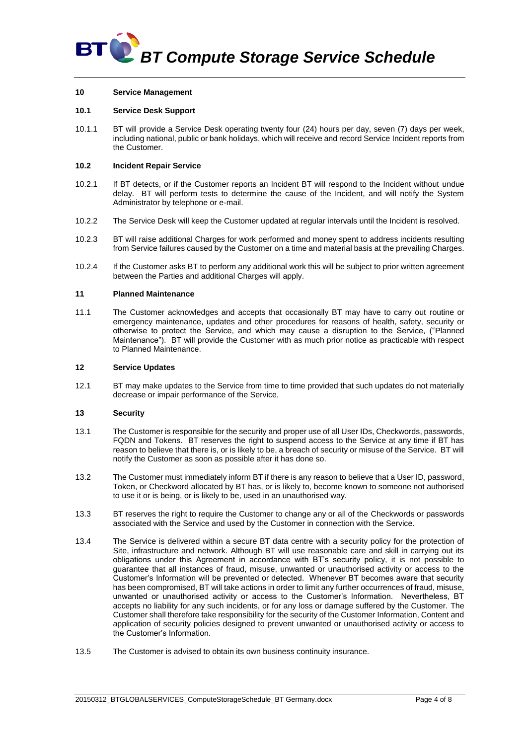## 10 Service Management

### 10.1 Service Desk Support

10.1.1 BT will provide a Service Desk operating twenty four (24) hours per day, seven (7) days per week, including national, public or bank holidays, which will receive and record Service Incident reports from the Customer.

### 10.2 Incident Repair Service

10.2.1 If BT detects, or if the Customer reports an Incident BT will respond to the Incident without undue delay. BT will perform tests to determine the cause of the Incident, and will notify the System Administrator by telephone or e-mail.

10.2.2 The Service Desk will keep the Customer updated at regular intervals until the Incident is resolved.

10.2.3 BT will raise additional Charges for work performed and money spent to address incidents resulting from Service failures caused by the Customer on a time and material basis at the prevailing Charges.

10.2.4 If the Customer asks BT to perform any additional work this will be subject to prior written agreement between the Parties and additional Charges will apply.

## 11 Planned Maintenance

11.1 The Customer acknowledges and accepts that occasionally BT may have to carry out routine or emergency maintenance, updates and other procedures for reasons of health, safety, security or otherwise to protect the Service, and which may cause a disruption to the Service, ("Planned Maintenance"). BT will provide the Customer with as much prior notice as practicable with respect to Planned Maintenance.

## 12 Service Updates

12.1 BT may make updates to the Service from time to time provided that such updates do not materially decrease or impair performance of the Service,

## 13 Security

13.1 The Customer is responsible for the security and proper use of all User IDs, Checkwords, passwords, FQDN and Tokens. BT reserves the right to suspend access to the Service at any time if BT has reason to believe that there is, or is likely to be, a breach of security or misuse of the Service. BT will notify the Customer as soon as possible after it has done so.

13.2 The Customer must immediately inform BT if there is any reason to believe that a User ID, password, Token, or Checkword allocated by BT has, or is likely to, become known to someone not authorised to use it or is being, or is likely to be, used in an unauthorised way.

13.3 BT reserves the right to require the Customer to change any or all of the Checkwords or passwords associated with the Service and used by the Customer in connection with the Service.

13.4 The Service is delivered within a secure BT data centre with a security policy for the protection of Site, infrastructure and network. Although BT will use reasonable care and skill in carrying out its obligations under this Agreement in accordance with BT's security policy, it is not possible to guarantee that all instances of fraud, misuse, unwanted or unauthorised activity or access to the Customer's Information will be prevented or detected. Whenever BT becomes aware that security has been compromised, BT will take actions in order to limit any further occurrences of fraud, misuse, unwanted or unauthorised activity or access to the Customer's Information. Nevertheless, BT accepts no liability for any such incidents, or for any loss or damage suffered by the Customer. The Customer shall therefore take responsibility for the security of the Customer Information, Content and application of security policies designed to prevent unwanted or unauthorised activity or access to the Customer's Information.

13.5 The Customer is advised to obtain its own business continuity insurance.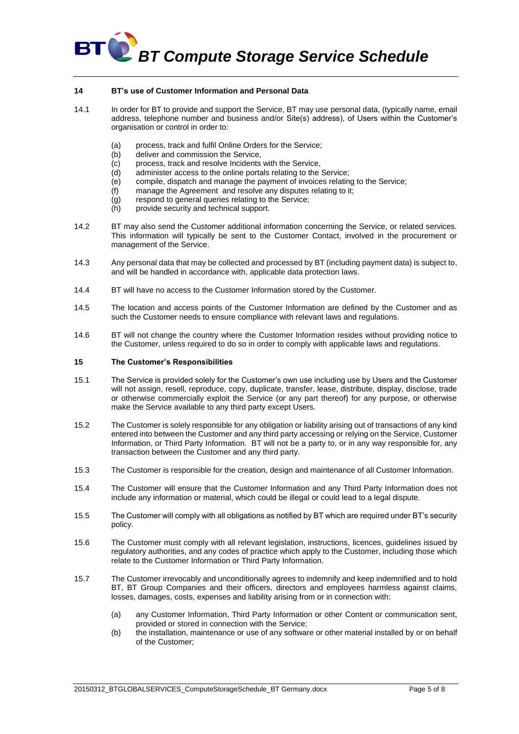## 14 BT's use of Customer Information and Personal Data

14.1 In order for BT to provide and support the Service, BT may use personal data, (typically name, email address, telephone number and business and/or Site(s) address), of Users within the Customer's organisation or control in order to:

(a) process, track and fulfil Online Orders for the Service;
(b) deliver and commission the Service,
(c) process, track and resolve Incidents with the Service,
(d) administer access to the online portals relating to the Service;
(e) compile, dispatch and manage the payment of invoices relating to the Service;
(f) manage the Agreement and resolve any disputes relating to it;
(g) respond to general queries relating to the Service;
(h) provide security and technical support.

14.2 BT may also send the Customer additional information concerning the Service, or related services. This information will typically be sent to the Customer Contact, involved in the procurement or management of the Service.

14.3 Any personal data that may be collected and processed by BT (including payment data) is subject to, and will be handled in accordance with, applicable data protection laws.

14.4 BT will have no access to the Customer Information stored by the Customer.

14.5 The location and access points of the Customer Information are defined by the Customer and as such the Customer needs to ensure compliance with relevant laws and regulations.

14.6 BT will not change the country where the Customer Information resides without providing notice to the Customer, unless required to do so in order to comply with applicable laws and regulations.

## 15 The Customer's Responsibilities

15.1 The Service is provided solely for the Customer's own use including use by Users and the Customer will not assign, resell, reproduce, copy, duplicate, transfer, lease, distribute, display, disclose, trade or otherwise commercially exploit the Service (or any part thereof) for any purpose, or otherwise make the Service available to any third party except Users.

15.2 The Customer is solely responsible for any obligation or liability arising out of transactions of any kind entered into between the Customer and any third party accessing or relying on the Service, Customer Information, or Third Party Information. BT will not be a party to, or in any way responsible for, any transaction between the Customer and any third party.

15.3 The Customer is responsible for the creation, design and maintenance of all Customer Information.

15.4 The Customer will ensure that the Customer Information and any Third Party Information does not include any information or material, which could be illegal or could lead to a legal dispute.

15.5 The Customer will comply with all obligations as notified by BT which are required under BT's security policy.

15.6 The Customer must comply with all relevant legislation, instructions, licences, guidelines issued by regulatory authorities, and any codes of practice which apply to the Customer, including those which relate to the Customer Information or Third Party Information.

15.7 The Customer irrevocably and unconditionally agrees to indemnify and keep indemnified and to hold BT, BT Group Companies and their officers, directors and employees harmless against claims, losses, damages, costs, expenses and liability arising from or in connection with:

(a) any Customer Information, Third Party Information or other Content or communication sent, provided or stored in connection with the Service;
(b) the installation, maintenance or use of any software or other material installed by or on behalf of the Customer;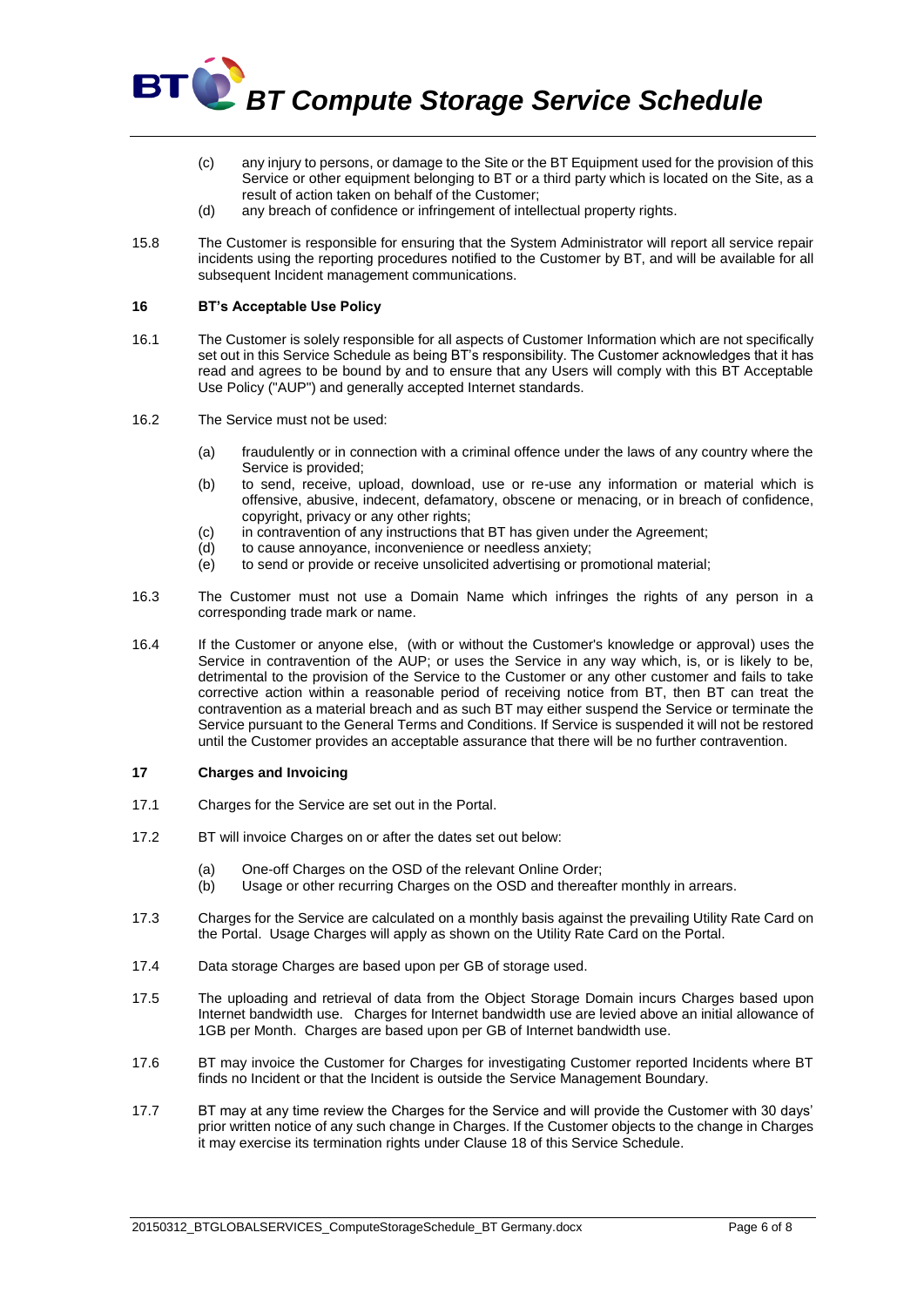(c) any injury to persons, or damage to the Site or the BT Equipment used for the provision of this Service or other equipment belonging to BT or a third party which is located on the Site, as a result of action taken on behalf of the Customer;

(d) any breach of confidence or infringement of intellectual property rights.

15.8 The Customer is responsible for ensuring that the System Administrator will report all service repair incidents using the reporting procedures notified to the Customer by BT, and will be available for all subsequent Incident management communications.

## 16 BT's Acceptable Use Policy

16.1 The Customer is solely responsible for all aspects of Customer Information which are not specifically set out in this Service Schedule as being BT's responsibility. The Customer acknowledges that it has read and agrees to be bound by and to ensure that any Users will comply with this BT Acceptable Use Policy ("AUP") and generally accepted Internet standards.

16.2 The Service must not be used:

(a) fraudulently or in connection with a criminal offence under the laws of any country where the Service is provided;

(b) to send, receive, upload, download, use or re-use any information or material which is offensive, abusive, indecent, defamatory, obscene or menacing, or in breach of confidence, copyright, privacy or any other rights;

(c) in contravention of any instructions that BT has given under the Agreement;

(d) to cause annoyance, inconvenience or needless anxiety;

(e) to send or provide or receive unsolicited advertising or promotional material;

16.3 The Customer must not use a Domain Name which infringes the rights of any person in a corresponding trade mark or name.

16.4 If the Customer or anyone else, (with or without the Customer's knowledge or approval) uses the Service in contravention of the AUP; or uses the Service in any way which, is, or is likely to be, detrimental to the provision of the Service to the Customer or any other customer and fails to take corrective action within a reasonable period of receiving notice from BT, then BT can treat the contravention as a material breach and as such BT may either suspend the Service or terminate the Service pursuant to the General Terms and Conditions. If Service is suspended it will not be restored until the Customer provides an acceptable assurance that there will be no further contravention.

## 17 Charges and Invoicing

17.1 Charges for the Service are set out in the Portal.

17.2 BT will invoice Charges on or after the dates set out below:

(a) One-off Charges on the OSD of the relevant Online Order;

(b) Usage or other recurring Charges on the OSD and thereafter monthly in arrears.

17.3 Charges for the Service are calculated on a monthly basis against the prevailing Utility Rate Card on the Portal. Usage Charges will apply as shown on the Utility Rate Card on the Portal.

17.4 Data storage Charges are based upon per GB of storage used.

17.5 The uploading and retrieval of data from the Object Storage Domain incurs Charges based upon Internet bandwidth use. Charges for Internet bandwidth use are levied above an initial allowance of 1GB per Month. Charges are based upon per GB of Internet bandwidth use.

17.6 BT may invoice the Customer for Charges for investigating Customer reported Incidents where BT finds no Incident or that the Incident is outside the Service Management Boundary.

17.7 BT may at any time review the Charges for the Service and will provide the Customer with 30 days' prior written notice of any such change in Charges. If the Customer objects to the change in Charges it may exercise its termination rights under Clause 18 of this Service Schedule.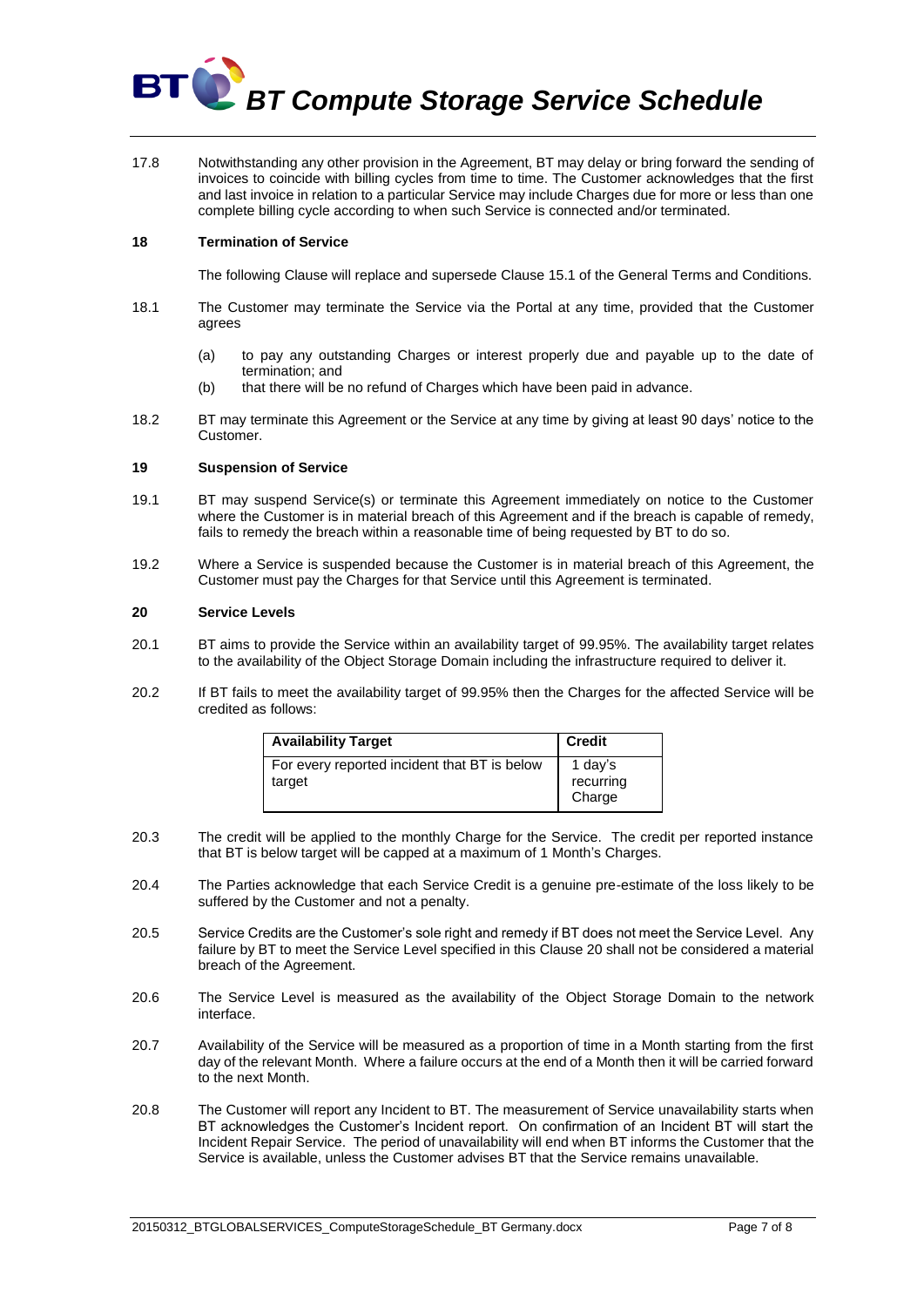17.8 Notwithstanding any other provision in the Agreement, BT may delay or bring forward the sending of invoices to coincide with billing cycles from time to time. The Customer acknowledges that the first and last invoice in relation to a particular Service may include Charges due for more or less than one complete billing cycle according to when such Service is connected and/or terminated.

## 18 Termination of Service

The following Clause will replace and supersede Clause 15.1 of the General Terms and Conditions.

18.1 The Customer may terminate the Service via the Portal at any time, provided that the Customer agrees

(a) to pay any outstanding Charges or interest properly due and payable up to the date of termination; and

(b) that there will be no refund of Charges which have been paid in advance.

18.2 BT may terminate this Agreement or the Service at any time by giving at least 90 days' notice to the Customer.

## 19 Suspension of Service

19.1 BT may suspend Service(s) or terminate this Agreement immediately on notice to the Customer where the Customer is in material breach of this Agreement and if the breach is capable of remedy, fails to remedy the breach within a reasonable time of being requested by BT to do so.

19.2 Where a Service is suspended because the Customer is in material breach of this Agreement, the Customer must pay the Charges for that Service until this Agreement is terminated.

## 20 Service Levels

20.1 BT aims to provide the Service within an availability target of 99.95%. The availability target relates to the availability of the Object Storage Domain including the infrastructure required to deliver it.

20.2 If BT fails to meet the availability target of 99.95% then the Charges for the affected Service will be credited as follows:

| Availability Target | Credit |
|---|---|
| For every reported incident that BT is below target | 1 day's recurring Charge |

20.3 The credit will be applied to the monthly Charge for the Service. The credit per reported instance that BT is below target will be capped at a maximum of 1 Month's Charges.

20.4 The Parties acknowledge that each Service Credit is a genuine pre-estimate of the loss likely to be suffered by the Customer and not a penalty.

20.5 Service Credits are the Customer's sole right and remedy if BT does not meet the Service Level. Any failure by BT to meet the Service Level specified in this Clause 20 shall not be considered a material breach of the Agreement.

20.6 The Service Level is measured as the availability of the Object Storage Domain to the network interface.

20.7 Availability of the Service will be measured as a proportion of time in a Month starting from the first day of the relevant Month. Where a failure occurs at the end of a Month then it will be carried forward to the next Month.

20.8 The Customer will report any Incident to BT. The measurement of Service unavailability starts when BT acknowledges the Customer's Incident report. On confirmation of an Incident BT will start the Incident Repair Service. The period of unavailability will end when BT informs the Customer that the Service is available, unless the Customer advises BT that the Service remains unavailable.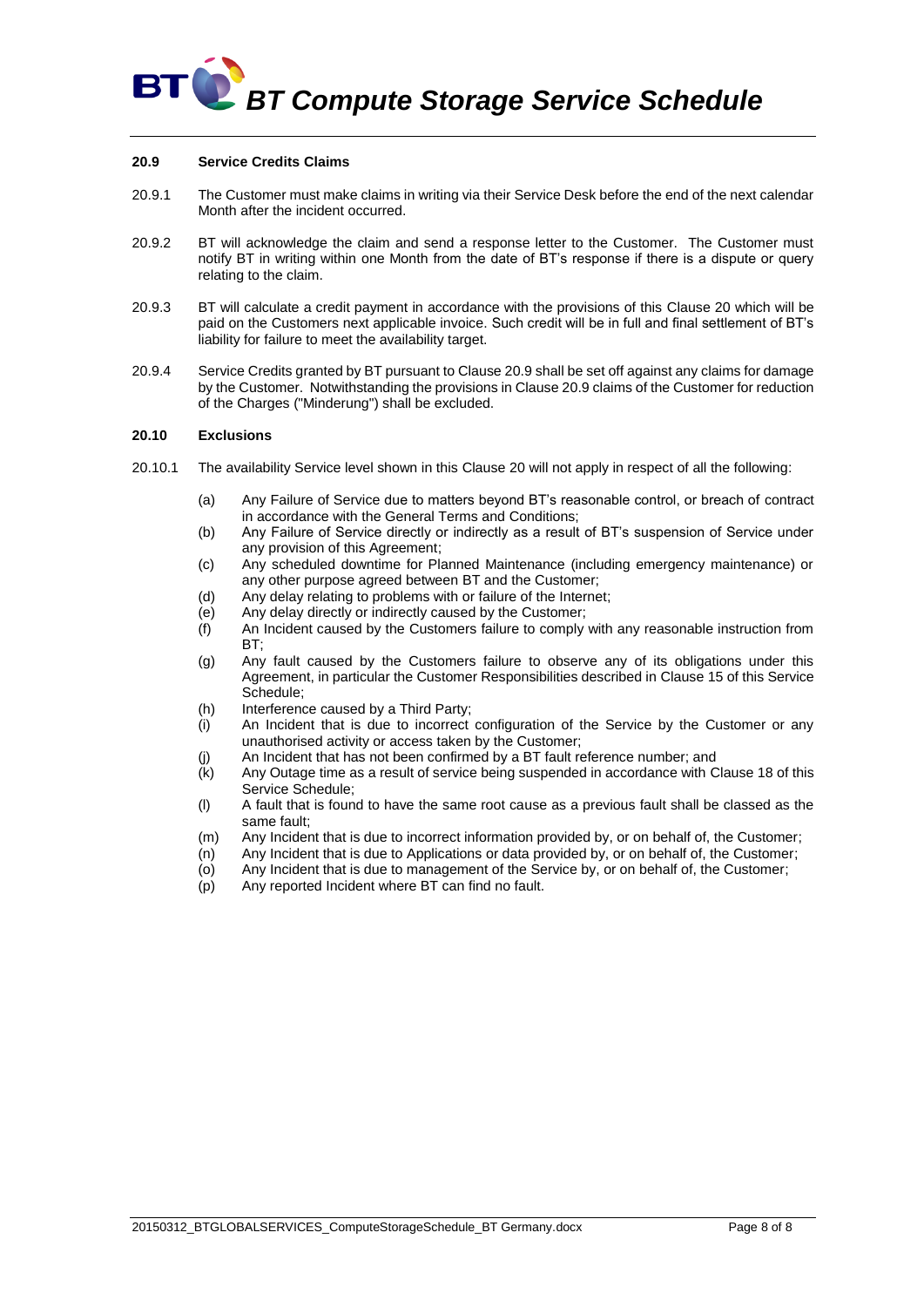### 20.9 Service Credits Claims

20.9.1 The Customer must make claims in writing via their Service Desk before the end of the next calendar Month after the incident occurred.

20.9.2 BT will acknowledge the claim and send a response letter to the Customer. The Customer must notify BT in writing within one Month from the date of BT's response if there is a dispute or query relating to the claim.

20.9.3 BT will calculate a credit payment in accordance with the provisions of this Clause 20 which will be paid on the Customers next applicable invoice. Such credit will be in full and final settlement of BT's liability for failure to meet the availability target.

20.9.4 Service Credits granted by BT pursuant to Clause 20.9 shall be set off against any claims for damage by the Customer. Notwithstanding the provisions in Clause 20.9 claims of the Customer for reduction of the Charges ("Minderung") shall be excluded.

### 20.10 Exclusions

20.10.1 The availability Service level shown in this Clause 20 will not apply in respect of all the following:

- (a) Any Failure of Service due to matters beyond BT's reasonable control, or breach of contract in accordance with the General Terms and Conditions;
- (b) Any Failure of Service directly or indirectly as a result of BT's suspension of Service under any provision of this Agreement;
- (c) Any scheduled downtime for Planned Maintenance (including emergency maintenance) or any other purpose agreed between BT and the Customer;
- (d) Any delay relating to problems with or failure of the Internet;
- (e) Any delay directly or indirectly caused by the Customer;
- (f) An Incident caused by the Customers failure to comply with any reasonable instruction from BT;
- (g) Any fault caused by the Customers failure to observe any of its obligations under this Agreement, in particular the Customer Responsibilities described in Clause 15 of this Service Schedule;
- (h) Interference caused by a Third Party;
- (i) An Incident that is due to incorrect configuration of the Service by the Customer or any unauthorised activity or access taken by the Customer;
- (j) An Incident that has not been confirmed by a BT fault reference number; and
- (k) Any Outage time as a result of service being suspended in accordance with Clause 18 of this Service Schedule;
- (l) A fault that is found to have the same root cause as a previous fault shall be classed as the same fault;
- (m) Any Incident that is due to incorrect information provided by, or on behalf of, the Customer;
- (n) Any Incident that is due to Applications or data provided by, or on behalf of, the Customer;
- (o) Any Incident that is due to management of the Service by, or on behalf of, the Customer;
- (p) Any reported Incident where BT can find no fault.